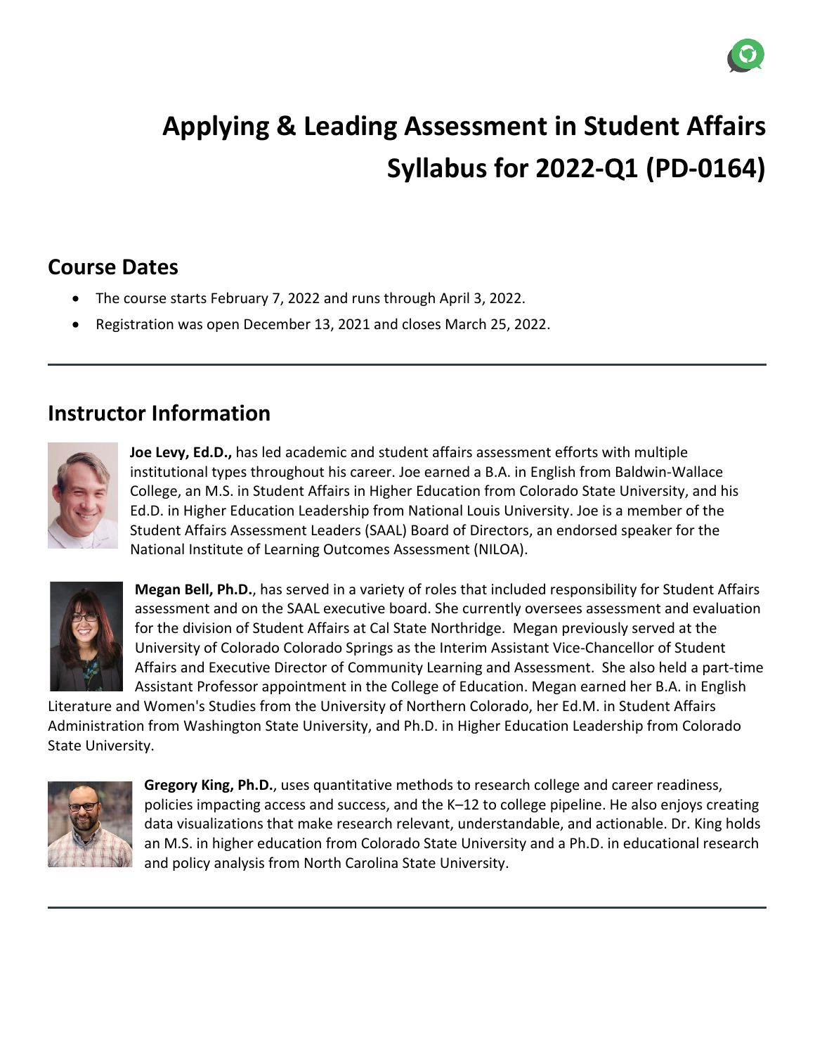# Applying & Leading Assessment in Student Affairs Syllabus for 2022-Q1 (PD-0164)

## Course Dates

- The course starts February 7, 2022 and runs through April 3, 2022.
- Registration was open December 13, 2021 and closes March 25, 2022.

---

## Instructor Information

**Joe Levy, Ed.D.,** has led academic and student affairs assessment efforts with multiple institutional types throughout his career. Joe earned a B.A. in English from Baldwin-Wallace College, an M.S. in Student Affairs in Higher Education from Colorado State University, and his Ed.D. in Higher Education Leadership from National Louis University. Joe is a member of the Student Affairs Assessment Leaders (SAAL) Board of Directors, an endorsed speaker for the National Institute of Learning Outcomes Assessment (NILOA).

**Megan Bell, Ph.D.**, has served in a variety of roles that included responsibility for Student Affairs assessment and on the SAAL executive board. She currently oversees assessment and evaluation for the division of Student Affairs at Cal State Northridge. Megan previously served at the University of Colorado Colorado Springs as the Interim Assistant Vice-Chancellor of Student Affairs and Executive Director of Community Learning and Assessment. She also held a part-time Assistant Professor appointment in the College of Education. Megan earned her B.A. in English Literature and Women's Studies from the University of Northern Colorado, her Ed.M. in Student Affairs Administration from Washington State University, and Ph.D. in Higher Education Leadership from Colorado State University.

**Gregory King, Ph.D.**, uses quantitative methods to research college and career readiness, policies impacting access and success, and the K–12 to college pipeline. He also enjoys creating data visualizations that make research relevant, understandable, and actionable. Dr. King holds an M.S. in higher education from Colorado State University and a Ph.D. in educational research and policy analysis from North Carolina State University.

---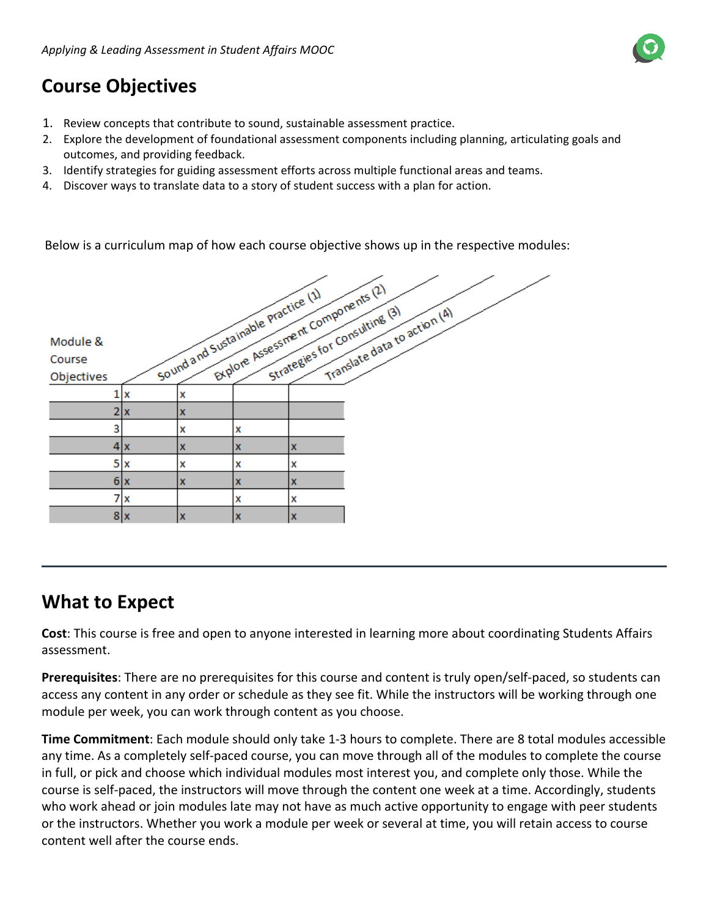## Course Objectives

1. Review concepts that contribute to sound, sustainable assessment practice.
2. Explore the development of foundational assessment components including planning, articulating goals and outcomes, and providing feedback.
3. Identify strategies for guiding assessment efforts across multiple functional areas and teams.
4. Discover ways to translate data to a story of student success with a plan for action.

Below is a curriculum map of how each course objective shows up in the respective modules:

| Module & Course Objectives | Sound and Sustainable Practice (1) | Explore Assessment Components (2) | Strategies for Consulting (3) | Translate data to action (4) |
|---|---|---|---|---|
| 1 | x | x | | |
| 2 | x | x | | |
| 3 | | x | x | |
| 4 | x | x | x | x |
| 5 | x | x | x | x |
| 6 | x | x | x | x |
| 7 | x | | x | x |
| 8 | x | x | x | x |

---

## What to Expect

**Cost**: This course is free and open to anyone interested in learning more about coordinating Students Affairs assessment.

**Prerequisites**: There are no prerequisites for this course and content is truly open/self-paced, so students can access any content in any order or schedule as they see fit. While the instructors will be working through one module per week, you can work through content as you choose.

**Time Commitment**: Each module should only take 1-3 hours to complete. There are 8 total modules accessible any time. As a completely self-paced course, you can move through all of the modules to complete the course in full, or pick and choose which individual modules most interest you, and complete only those. While the course is self-paced, the instructors will move through the content one week at a time. Accordingly, students who work ahead or join modules late may not have as much active opportunity to engage with peer students or the instructors. Whether you work a module per week or several at time, you will retain access to course content well after the course ends.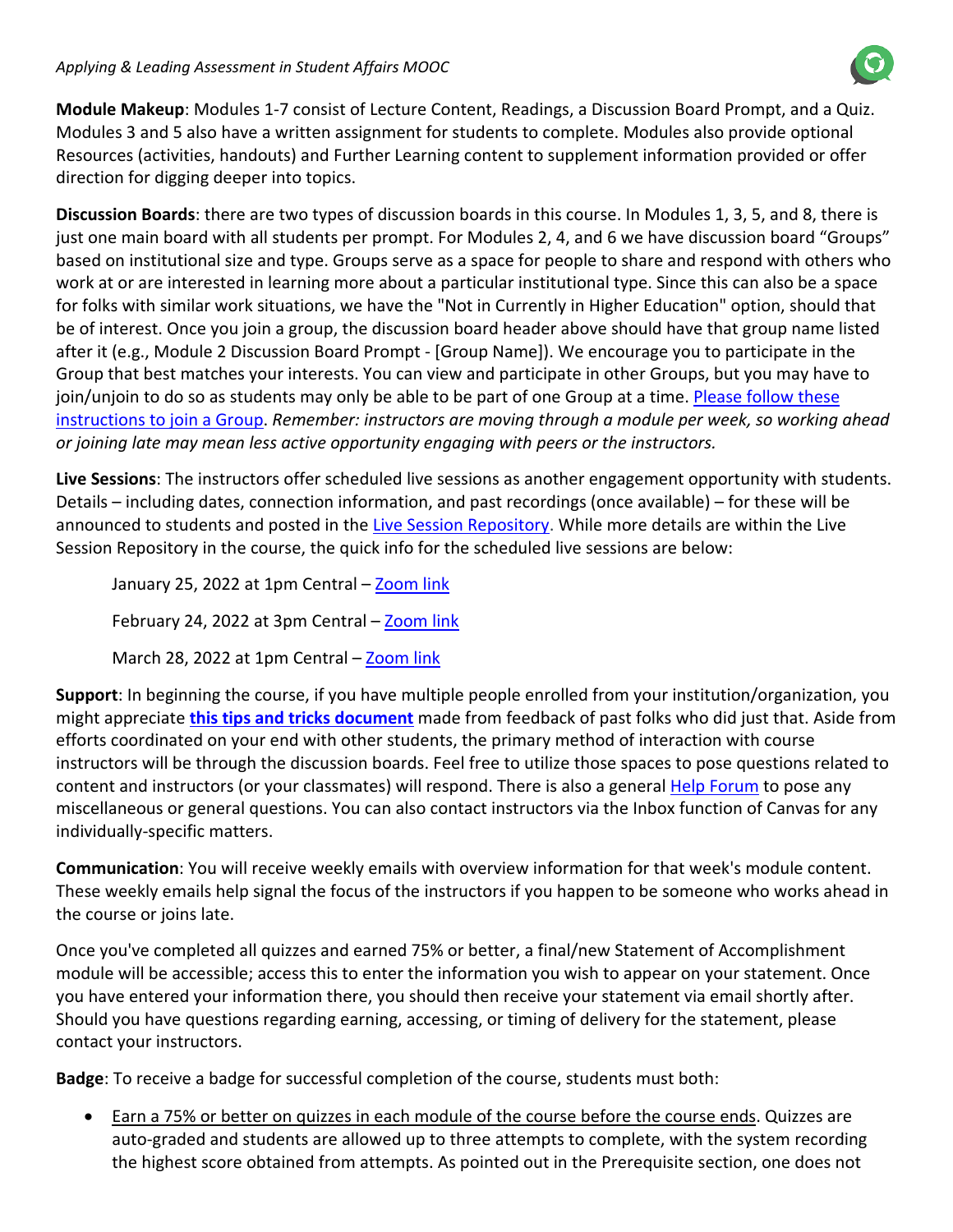**Module Makeup**: Modules 1-7 consist of Lecture Content, Readings, a Discussion Board Prompt, and a Quiz. Modules 3 and 5 also have a written assignment for students to complete. Modules also provide optional Resources (activities, handouts) and Further Learning content to supplement information provided or offer direction for digging deeper into topics.

**Discussion Boards**: there are two types of discussion boards in this course. In Modules 1, 3, 5, and 8, there is just one main board with all students per prompt. For Modules 2, 4, and 6 we have discussion board "Groups" based on institutional size and type. Groups serve as a space for people to share and respond with others who work at or are interested in learning more about a particular institutional type. Since this can also be a space for folks with similar work situations, we have the "Not in Currently in Higher Education" option, should that be of interest. Once you join a group, the discussion board header above should have that group name listed after it (e.g., Module 2 Discussion Board Prompt - [Group Name]). We encourage you to participate in the Group that best matches your interests. You can view and participate in other Groups, but you may have to join/unjoin to do so as students may only be able to be part of one Group at a time. Please follow these instructions to join a Group. *Remember: instructors are moving through a module per week, so working ahead or joining late may mean less active opportunity engaging with peers or the instructors.*

**Live Sessions**: The instructors offer scheduled live sessions as another engagement opportunity with students. Details – including dates, connection information, and past recordings (once available) – for these will be announced to students and posted in the Live Session Repository. While more details are within the Live Session Repository in the course, the quick info for the scheduled live sessions are below:

January 25, 2022 at 1pm Central – Zoom link

February 24, 2022 at 3pm Central – Zoom link

March 28, 2022 at 1pm Central – Zoom link

**Support**: In beginning the course, if you have multiple people enrolled from your institution/organization, you might appreciate **this tips and tricks document** made from feedback of past folks who did just that. Aside from efforts coordinated on your end with other students, the primary method of interaction with course instructors will be through the discussion boards. Feel free to utilize those spaces to pose questions related to content and instructors (or your classmates) will respond. There is also a general Help Forum to pose any miscellaneous or general questions. You can also contact instructors via the Inbox function of Canvas for any individually-specific matters.

**Communication**: You will receive weekly emails with overview information for that week's module content. These weekly emails help signal the focus of the instructors if you happen to be someone who works ahead in the course or joins late.

Once you've completed all quizzes and earned 75% or better, a final/new Statement of Accomplishment module will be accessible; access this to enter the information you wish to appear on your statement. Once you have entered your information there, you should then receive your statement via email shortly after. Should you have questions regarding earning, accessing, or timing of delivery for the statement, please contact your instructors.

**Badge**: To receive a badge for successful completion of the course, students must both:

- Earn a 75% or better on quizzes in each module of the course before the course ends. Quizzes are auto-graded and students are allowed up to three attempts to complete, with the system recording the highest score obtained from attempts. As pointed out in the Prerequisite section, one does not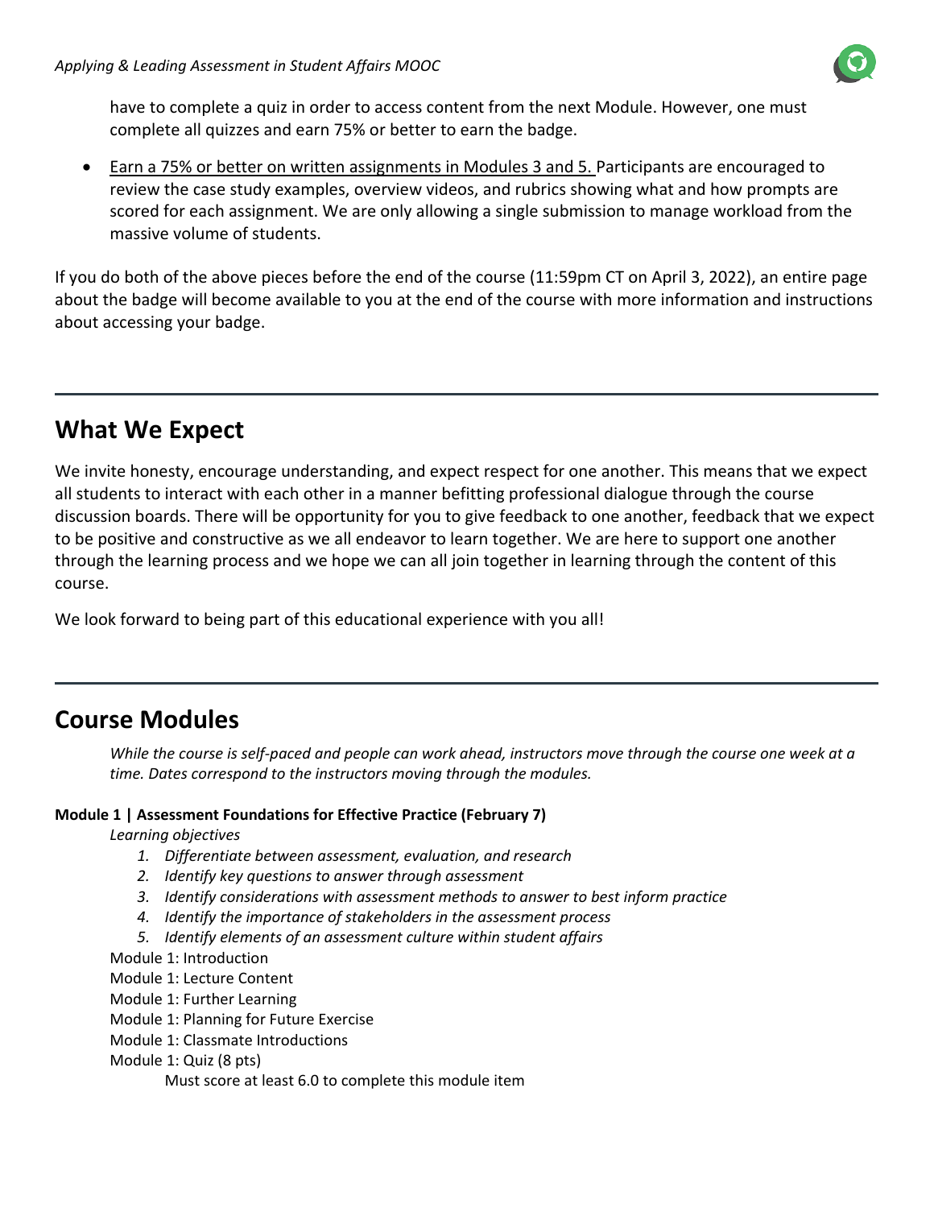have to complete a quiz in order to access content from the next Module. However, one must complete all quizzes and earn 75% or better to earn the badge.

- Earn a 75% or better on written assignments in Modules 3 and 5. Participants are encouraged to review the case study examples, overview videos, and rubrics showing what and how prompts are scored for each assignment. We are only allowing a single submission to manage workload from the massive volume of students.

If you do both of the above pieces before the end of the course (11:59pm CT on April 3, 2022), an entire page about the badge will become available to you at the end of the course with more information and instructions about accessing your badge.

---

## What We Expect

We invite honesty, encourage understanding, and expect respect for one another. This means that we expect all students to interact with each other in a manner befitting professional dialogue through the course discussion boards. There will be opportunity for you to give feedback to one another, feedback that we expect to be positive and constructive as we all endeavor to learn together. We are here to support one another through the learning process and we hope we can all join together in learning through the content of this course.

We look forward to being part of this educational experience with you all!

---

## Course Modules

*While the course is self-paced and people can work ahead, instructors move through the course one week at a time. Dates correspond to the instructors moving through the modules.*

**Module 1 | Assessment Foundations for Effective Practice (February 7)**

*Learning objectives*

1. *Differentiate between assessment, evaluation, and research*
2. *Identify key questions to answer through assessment*
3. *Identify considerations with assessment methods to answer to best inform practice*
4. *Identify the importance of stakeholders in the assessment process*
5. *Identify elements of an assessment culture within student affairs*

Module 1: Introduction
Module 1: Lecture Content
Module 1: Further Learning
Module 1: Planning for Future Exercise
Module 1: Classmate Introductions
Module 1: Quiz (8 pts)
Must score at least 6.0 to complete this module item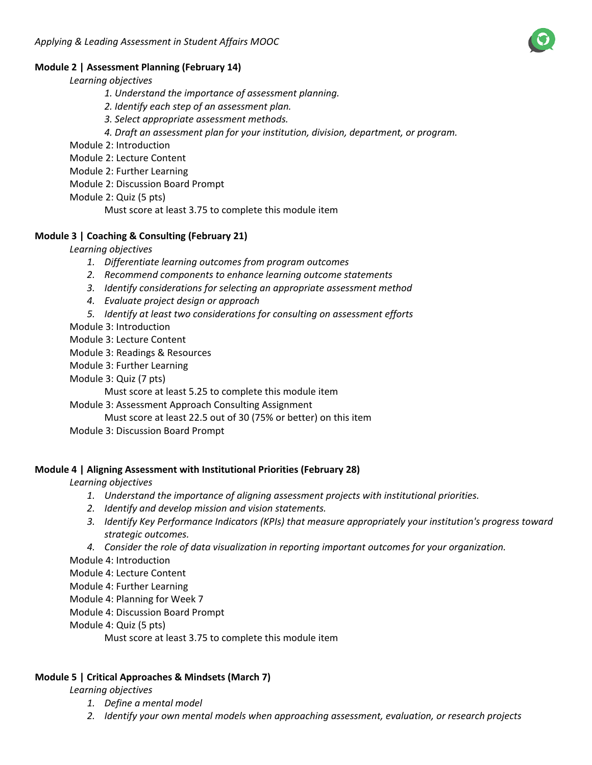### Module 2 | Assessment Planning (February 14)

*Learning objectives*

*1. Understand the importance of assessment planning.*
*2. Identify each step of an assessment plan.*
*3. Select appropriate assessment methods.*
*4. Draft an assessment plan for your institution, division, department, or program.*

Module 2: Introduction
Module 2: Lecture Content
Module 2: Further Learning
Module 2: Discussion Board Prompt
Module 2: Quiz (5 pts)
Must score at least 3.75 to complete this module item

### Module 3 | Coaching & Consulting (February 21)

*Learning objectives*

1. *Differentiate learning outcomes from program outcomes*
2. *Recommend components to enhance learning outcome statements*
3. *Identify considerations for selecting an appropriate assessment method*
4. *Evaluate project design or approach*
5. *Identify at least two considerations for consulting on assessment efforts*

Module 3: Introduction
Module 3: Lecture Content
Module 3: Readings & Resources
Module 3: Further Learning
Module 3: Quiz (7 pts)
Must score at least 5.25 to complete this module item
Module 3: Assessment Approach Consulting Assignment
Must score at least 22.5 out of 30 (75% or better) on this item
Module 3: Discussion Board Prompt

### Module 4 | Aligning Assessment with Institutional Priorities (February 28)

*Learning objectives*

1. *Understand the importance of aligning assessment projects with institutional priorities.*
2. *Identify and develop mission and vision statements.*
3. *Identify Key Performance Indicators (KPIs) that measure appropriately your institution's progress toward strategic outcomes.*
4. *Consider the role of data visualization in reporting important outcomes for your organization.*

Module 4: Introduction
Module 4: Lecture Content
Module 4: Further Learning
Module 4: Planning for Week 7
Module 4: Discussion Board Prompt
Module 4: Quiz (5 pts)
Must score at least 3.75 to complete this module item

### Module 5 | Critical Approaches & Mindsets (March 7)

*Learning objectives*

1. *Define a mental model*
2. *Identify your own mental models when approaching assessment, evaluation, or research projects*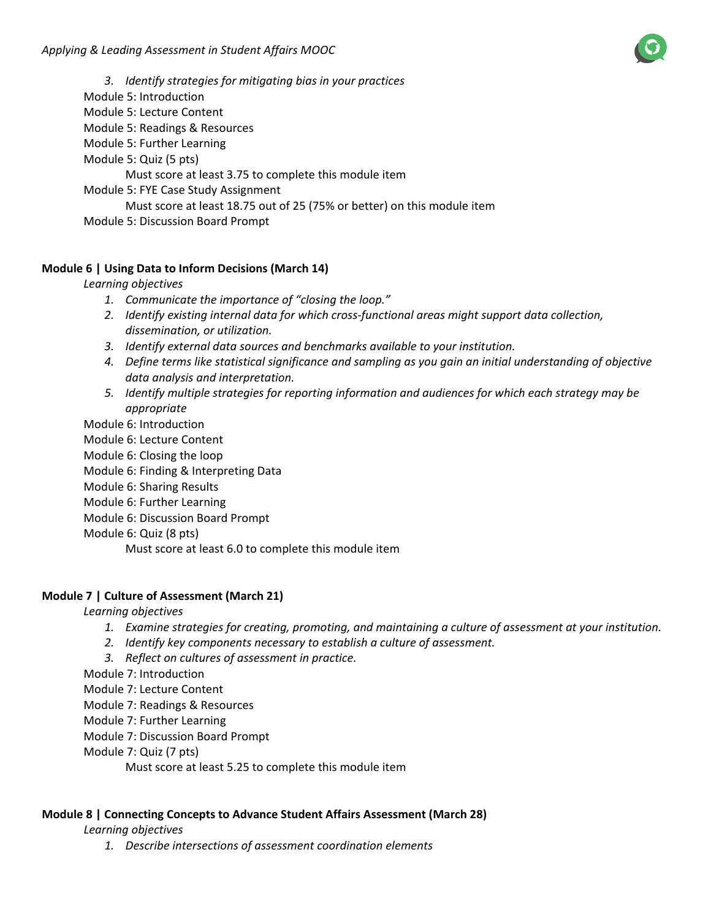3. *Identify strategies for mitigating bias in your practices*

Module 5: Introduction
Module 5: Lecture Content
Module 5: Readings & Resources
Module 5: Further Learning
Module 5: Quiz (5 pts)
  Must score at least 3.75 to complete this module item
Module 5: FYE Case Study Assignment
  Must score at least 18.75 out of 25 (75% or better) on this module item
Module 5: Discussion Board Prompt

**Module 6 | Using Data to Inform Decisions (March 14)**

*Learning objectives*

1. *Communicate the importance of "closing the loop."*
2. *Identify existing internal data for which cross-functional areas might support data collection, dissemination, or utilization.*
3. *Identify external data sources and benchmarks available to your institution.*
4. *Define terms like statistical significance and sampling as you gain an initial understanding of objective data analysis and interpretation.*
5. *Identify multiple strategies for reporting information and audiences for which each strategy may be appropriate*

Module 6: Introduction
Module 6: Lecture Content
Module 6: Closing the loop
Module 6: Finding & Interpreting Data
Module 6: Sharing Results
Module 6: Further Learning
Module 6: Discussion Board Prompt
Module 6: Quiz (8 pts)
  Must score at least 6.0 to complete this module item

**Module 7 | Culture of Assessment (March 21)**

*Learning objectives*

1. *Examine strategies for creating, promoting, and maintaining a culture of assessment at your institution.*
2. *Identify key components necessary to establish a culture of assessment.*
3. *Reflect on cultures of assessment in practice.*

Module 7: Introduction
Module 7: Lecture Content
Module 7: Readings & Resources
Module 7: Further Learning
Module 7: Discussion Board Prompt
Module 7: Quiz (7 pts)
  Must score at least 5.25 to complete this module item

**Module 8 | Connecting Concepts to Advance Student Affairs Assessment (March 28)**

*Learning objectives*

1. *Describe intersections of assessment coordination elements*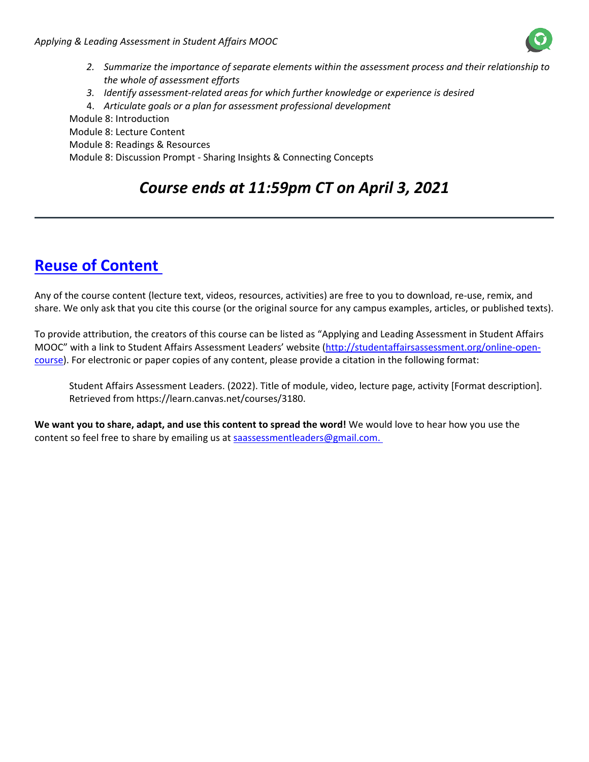2. *Summarize the importance of separate elements within the assessment process and their relationship to the whole of assessment efforts*
3. *Identify assessment-related areas for which further knowledge or experience is desired*
4. *Articulate goals or a plan for assessment professional development*

Module 8: Introduction
Module 8: Lecture Content
Module 8: Readings & Resources
Module 8: Discussion Prompt - Sharing Insights & Connecting Concepts

## *Course ends at 11:59pm CT on April 3, 2021*

---

## Reuse of Content

Any of the course content (lecture text, videos, resources, activities) are free to you to download, re-use, remix, and share. We only ask that you cite this course (or the original source for any campus examples, articles, or published texts).

To provide attribution, the creators of this course can be listed as "Applying and Leading Assessment in Student Affairs MOOC" with a link to Student Affairs Assessment Leaders' website (http://studentaffairsassessment.org/online-open-course). For electronic or paper copies of any content, please provide a citation in the following format:

> Student Affairs Assessment Leaders. (2022). Title of module, video, lecture page, activity [Format description]. Retrieved from https://learn.canvas.net/courses/3180.

**We want you to share, adapt, and use this content to spread the word!** We would love to hear how you use the content so feel free to share by emailing us at saassessmentleaders@gmail.com.